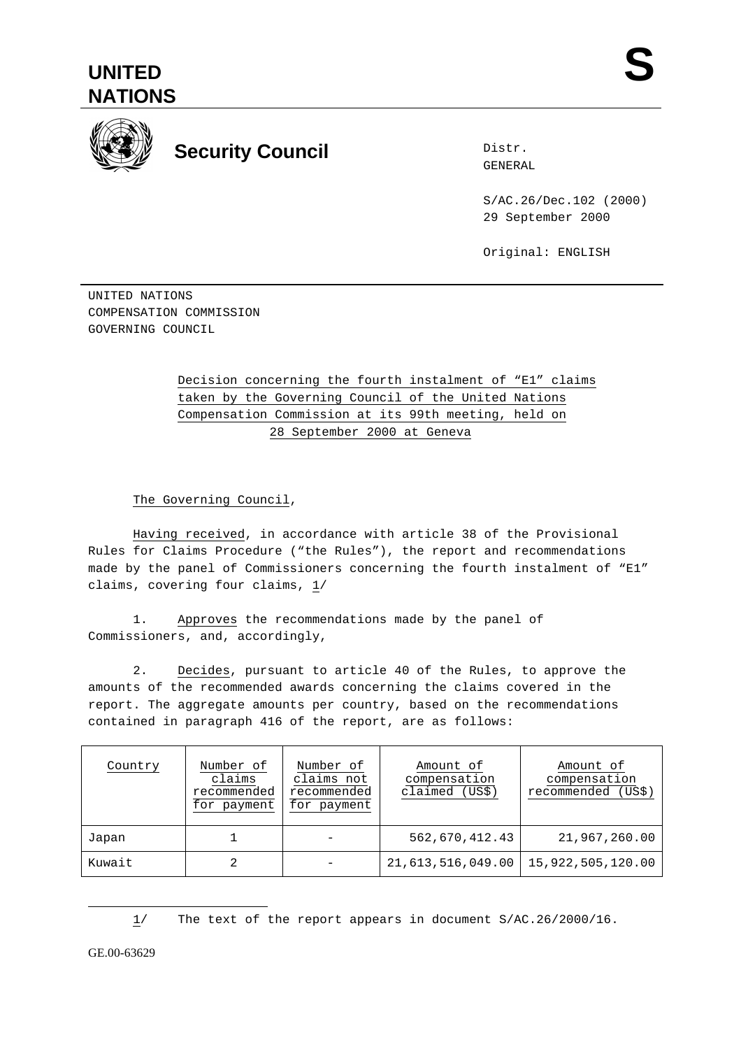# UNITED NATIONS

**S**

## Security Council

Distr.
GENERAL

S/AC.26/Dec.102 (2000)
29 September 2000

Original: ENGLISH

UNITED NATIONS
COMPENSATION COMMISSION
GOVERNING COUNCIL

Decision concerning the fourth instalment of "E1" claims taken by the Governing Council of the United Nations Compensation Commission at its 99th meeting, held on 28 September 2000 at Geneva

The Governing Council,

Having received, in accordance with article 38 of the Provisional Rules for Claims Procedure ("the Rules"), the report and recommendations made by the panel of Commissioners concerning the fourth instalment of "E1" claims, covering four claims, 1/

1. Approves the recommendations made by the panel of Commissioners, and, accordingly,

2. Decides, pursuant to article 40 of the Rules, to approve the amounts of the recommended awards concerning the claims covered in the report. The aggregate amounts per country, based on the recommendations contained in paragraph 416 of the report, are as follows:

| Country | Number of claims recommended for payment | Number of claims not recommended for payment | Amount of compensation claimed (US$) | Amount of compensation recommended (US$) |
|---|---|---|---|---|
| Japan | 1 | - | 562,670,412.43 | 21,967,260.00 |
| Kuwait | 2 | - | 21,613,516,049.00 | 15,922,505,120.00 |

1/ The text of the report appears in document S/AC.26/2000/16.

GE.00-63629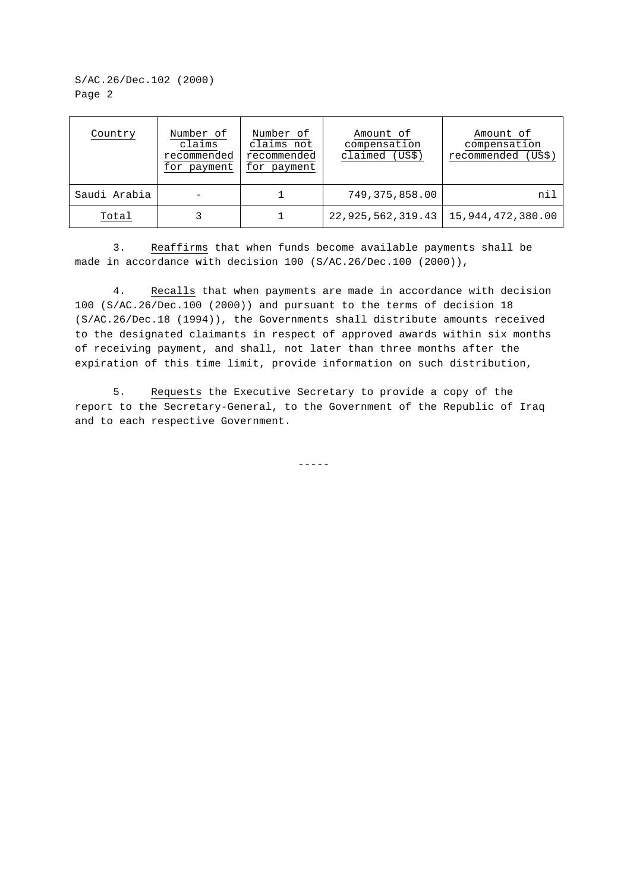| Country | Number of claims recommended for payment | Number of claims not recommended for payment | Amount of compensation claimed (US$) | Amount of compensation recommended (US$) |
|---|---|---|---|---|
| Saudi Arabia | - | 1 | 749,375,858.00 | nil |
| Total | 3 | 1 | 22,925,562,319.43 | 15,944,472,380.00 |

3. Reaffirms that when funds become available payments shall be made in accordance with decision 100 (S/AC.26/Dec.100 (2000)),

4. Recalls that when payments are made in accordance with decision 100 (S/AC.26/Dec.100 (2000)) and pursuant to the terms of decision 18 (S/AC.26/Dec.18 (1994)), the Governments shall distribute amounts received to the designated claimants in respect of approved awards within six months of receiving payment, and shall, not later than three months after the expiration of this time limit, provide information on such distribution,

5. Requests the Executive Secretary to provide a copy of the report to the Secretary-General, to the Government of the Republic of Iraq and to each respective Government.

-----